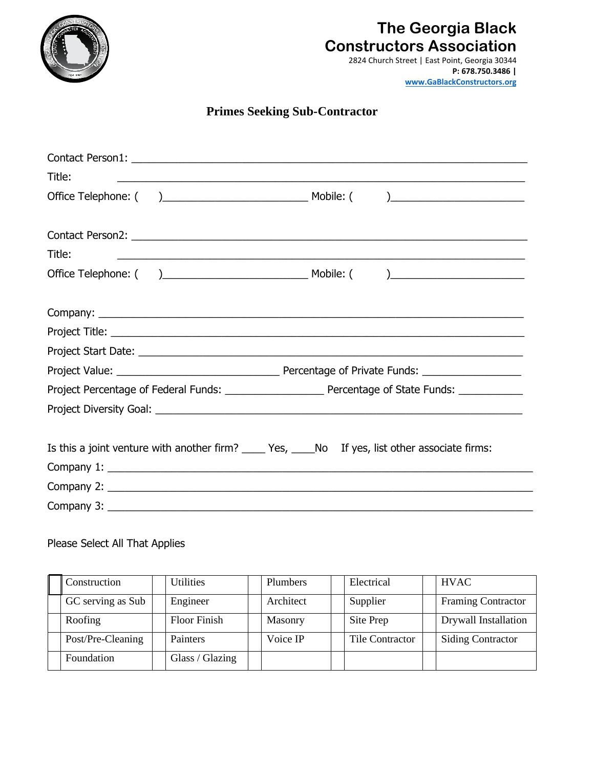# The Georgia Black Constructors Association

2824 Church Street | East Point, Georgia 30344
**P: 678.750.3486 |**
**www.GaBlackConstructors.org**

## Primes Seeking Sub-Contractor

Contact Person1: ___________________________________________________________________

Title: ___________________________________________________________________

Office Telephone: (    )________________________ Mobile: (       )______________________

Contact Person2: ___________________________________________________________________

Title: ___________________________________________________________________

Office Telephone: (    )________________________ Mobile: (       )______________________

Company: ___________________________________________________________________

Project Title: ___________________________________________________________________

Project Start Date: ___________________________________________________________________

Project Value: ____________________________ Percentage of Private Funds: _________________

Project Percentage of Federal Funds: _________________ Percentage of State Funds: ___________

Project Diversity Goal: ___________________________________________________________________

Is this a joint venture with another firm? ____ Yes, ____No   If yes, list other associate firms:

Company 1: ___________________________________________________________________

Company 2: ___________________________________________________________________

Company 3: ___________________________________________________________________

Please Select All That Applies

| | | | | | | | | | |
|---|---|---|---|---|---|---|---|---|---|
| ☐ | Construction | | Utilities | | Plumbers | | Electrical | | HVAC |
| | GC serving as Sub | | Engineer | | Architect | | Supplier | | Framing Contractor |
| | Roofing | | Floor Finish | | Masonry | | Site Prep | | Drywall Installation |
| | Post/Pre-Cleaning | | Painters | | Voice IP | | Tile Contractor | | Siding Contractor |
| | Foundation | | Glass / Glazing | | | | | | |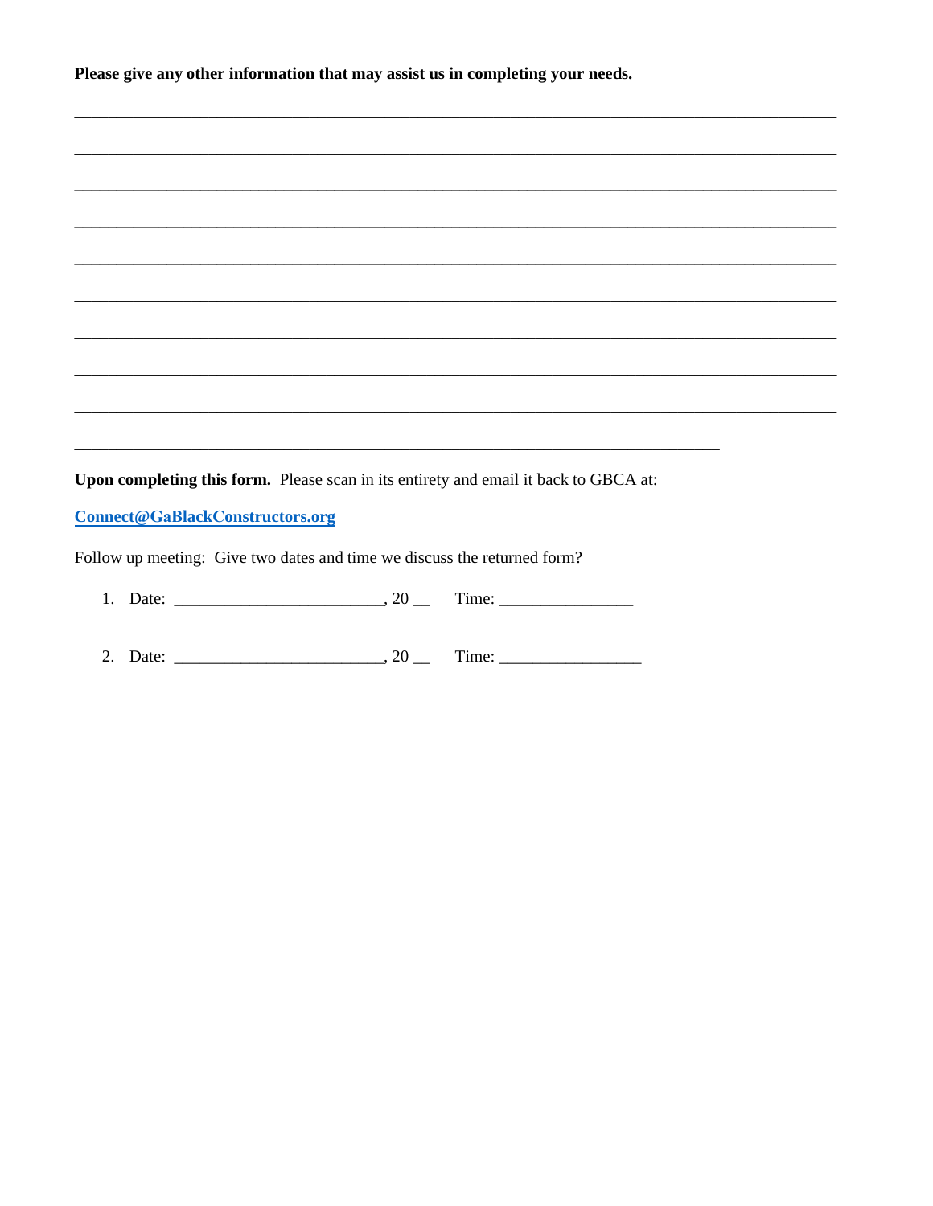**Please give any other information that may assist us in completing your needs.**

________________________________________________________________________________

________________________________________________________________________________

________________________________________________________________________________

________________________________________________________________________________

________________________________________________________________________________

________________________________________________________________________________

________________________________________________________________________________

________________________________________________________________________________

________________________________________________________________________________

____________________________________________________________________

**Upon completing this form.** Please scan in its entirety and email it back to GBCA at:

**Connect@GaBlackConstructors.org**

Follow up meeting: Give two dates and time we discuss the returned form?

1. Date: ________________________, 20 __ Time: _______________

2. Date: ________________________, 20 __ Time: ________________